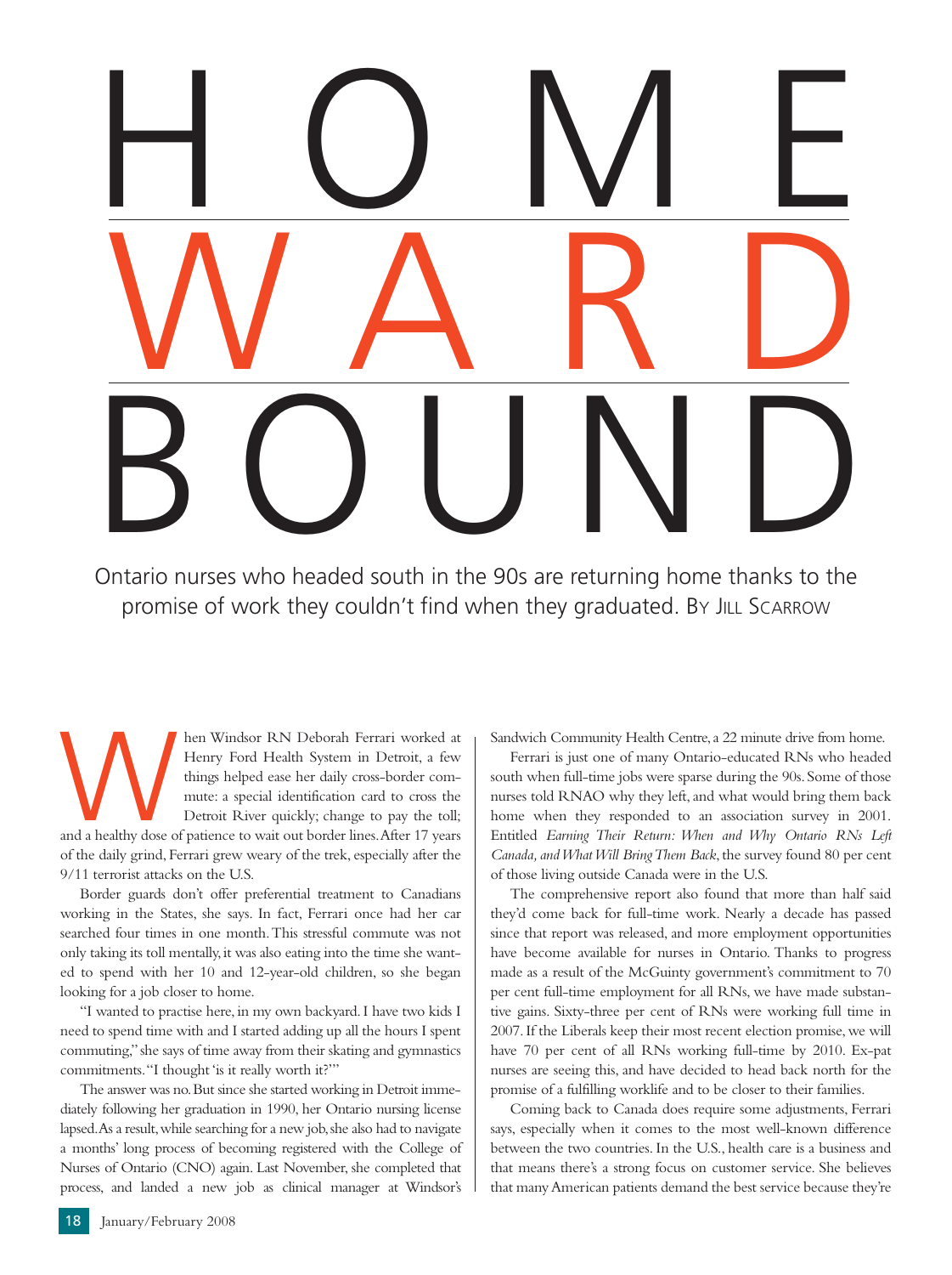# HOME WARD BOUND

Ontario nurses who headed south in the 90s are returning home thanks to the promise of work they couldn't find when they graduated. BY JILL SCARROW

When Windsor RN Deborah Ferrari worked at Henry Ford Health System in Detroit, a few things helped ease her daily cross-border commute: a special identification card to cross the Detroit River quickly; change to pay the toll; and a healthy dose of patience to wait out border lines. After 17 years of the daily grind, Ferrari grew weary of the trek, especially after the 9/11 terrorist attacks on the U.S.

Border guards don't offer preferential treatment to Canadians working in the States, she says. In fact, Ferrari once had her car searched four times in one month. This stressful commute was not only taking its toll mentally, it was also eating into the time she wanted to spend with her 10 and 12-year-old children, so she began looking for a job closer to home.

"I wanted to practise here, in my own backyard. I have two kids I need to spend time with and I started adding up all the hours I spent commuting," she says of time away from their skating and gymnastics commitments. "I thought 'is it really worth it?'"

The answer was no. But since she started working in Detroit immediately following her graduation in 1990, her Ontario nursing license lapsed. As a result, while searching for a new job, she also had to navigate a months' long process of becoming registered with the College of Nurses of Ontario (CNO) again. Last November, she completed that process, and landed a new job as clinical manager at Windsor's Sandwich Community Health Centre, a 22 minute drive from home.

Ferrari is just one of many Ontario-educated RNs who headed south when full-time jobs were sparse during the 90s. Some of those nurses told RNAO why they left, and what would bring them back home when they responded to an association survey in 2001. Entitled *Earning Their Return: When and Why Ontario RNs Left Canada, and What Will Bring Them Back*, the survey found 80 per cent of those living outside Canada were in the U.S.

The comprehensive report also found that more than half said they'd come back for full-time work. Nearly a decade has passed since that report was released, and more employment opportunities have become available for nurses in Ontario. Thanks to progress made as a result of the McGuinty government's commitment to 70 per cent full-time employment for all RNs, we have made substantive gains. Sixty-three per cent of RNs were working full time in 2007. If the Liberals keep their most recent election promise, we will have 70 per cent of all RNs working full-time by 2010. Ex-pat nurses are seeing this, and have decided to head back north for the promise of a fulfilling worklife and to be closer to their families.

Coming back to Canada does require some adjustments, Ferrari says, especially when it comes to the most well-known difference between the two countries. In the U.S., health care is a business and that means there's a strong focus on customer service. She believes that many American patients demand the best service because they're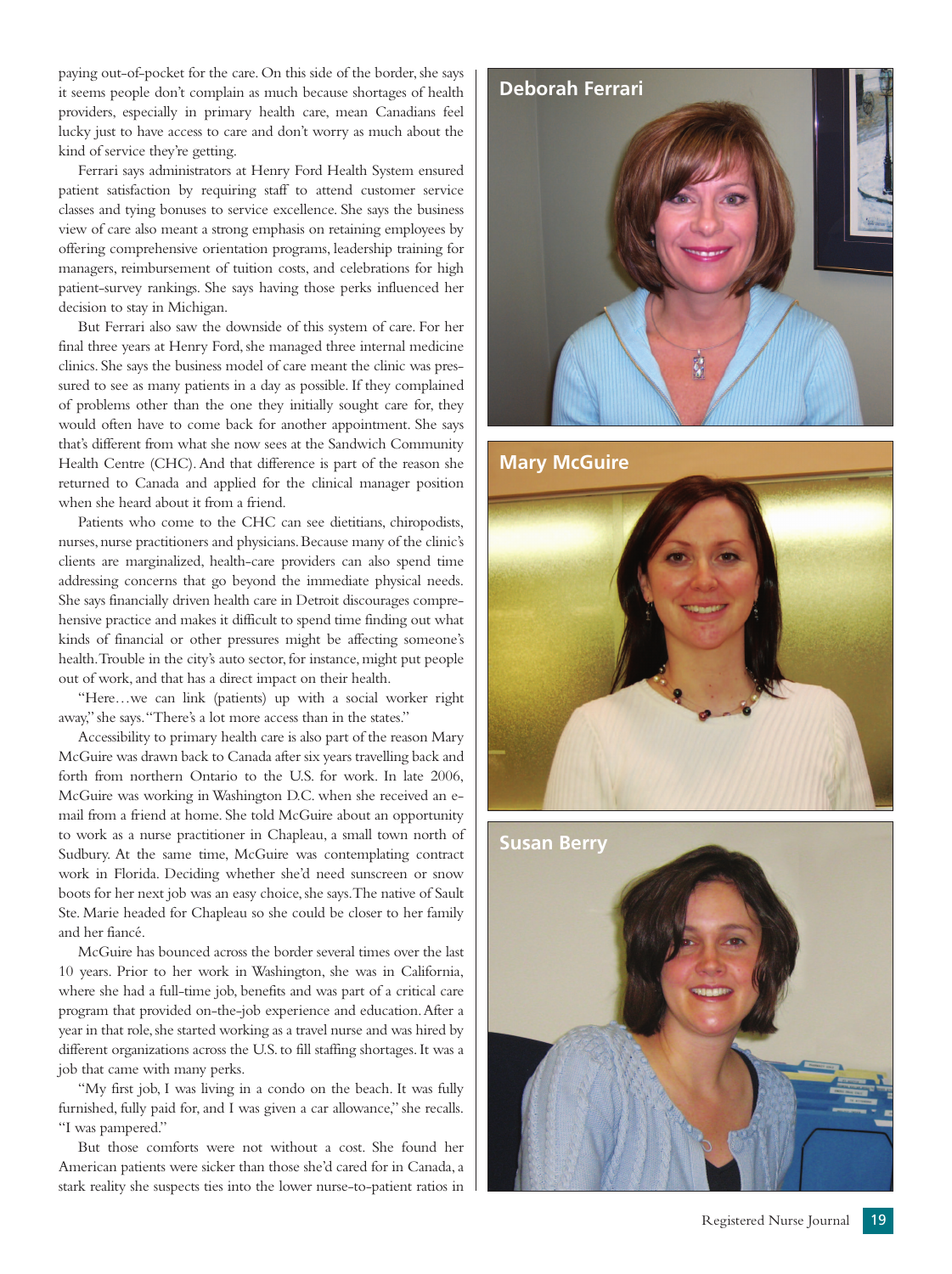paying out-of-pocket for the care. On this side of the border, she says it seems people don't complain as much because shortages of health providers, especially in primary health care, mean Canadians feel lucky just to have access to care and don't worry as much about the kind of service they're getting.

Ferrari says administrators at Henry Ford Health System ensured patient satisfaction by requiring staff to attend customer service classes and tying bonuses to service excellence. She says the business view of care also meant a strong emphasis on retaining employees by offering comprehensive orientation programs, leadership training for managers, reimbursement of tuition costs, and celebrations for high patient-survey rankings. She says having those perks influenced her decision to stay in Michigan.

But Ferrari also saw the downside of this system of care. For her final three years at Henry Ford, she managed three internal medicine clinics. She says the business model of care meant the clinic was pressured to see as many patients in a day as possible. If they complained of problems other than the one they initially sought care for, they would often have to come back for another appointment. She says that's different from what she now sees at the Sandwich Community Health Centre (CHC). And that difference is part of the reason she returned to Canada and applied for the clinical manager position when she heard about it from a friend.

Patients who come to the CHC can see dietitians, chiropodists, nurses, nurse practitioners and physicians. Because many of the clinic's clients are marginalized, health-care providers can also spend time addressing concerns that go beyond the immediate physical needs. She says financially driven health care in Detroit discourages comprehensive practice and makes it difficult to spend time finding out what kinds of financial or other pressures might be affecting someone's health. Trouble in the city's auto sector, for instance, might put people out of work, and that has a direct impact on their health.

"Here…we can link (patients) up with a social worker right away," she says. "There's a lot more access than in the states."

Accessibility to primary health care is also part of the reason Mary McGuire was drawn back to Canada after six years travelling back and forth from northern Ontario to the U.S. for work. In late 2006, McGuire was working in Washington D.C. when she received an e-mail from a friend at home. She told McGuire about an opportunity to work as a nurse practitioner in Chapleau, a small town north of Sudbury. At the same time, McGuire was contemplating contract work in Florida. Deciding whether she'd need sunscreen or snow boots for her next job was an easy choice, she says. The native of Sault Ste. Marie headed for Chapleau so she could be closer to her family and her fiancé.

McGuire has bounced across the border several times over the last 10 years. Prior to her work in Washington, she was in California, where she had a full-time job, benefits and was part of a critical care program that provided on-the-job experience and education. After a year in that role, she started working as a travel nurse and was hired by different organizations across the U.S. to fill staffing shortages. It was a job that came with many perks.

"My first job, I was living in a condo on the beach. It was fully furnished, fully paid for, and I was given a car allowance," she recalls. "I was pampered."

But those comforts were not without a cost. She found her American patients were sicker than those she'd cared for in Canada, a stark reality she suspects ties into the lower nurse-to-patient ratios in

Deborah Ferrari

Mary McGuire

Susan Berry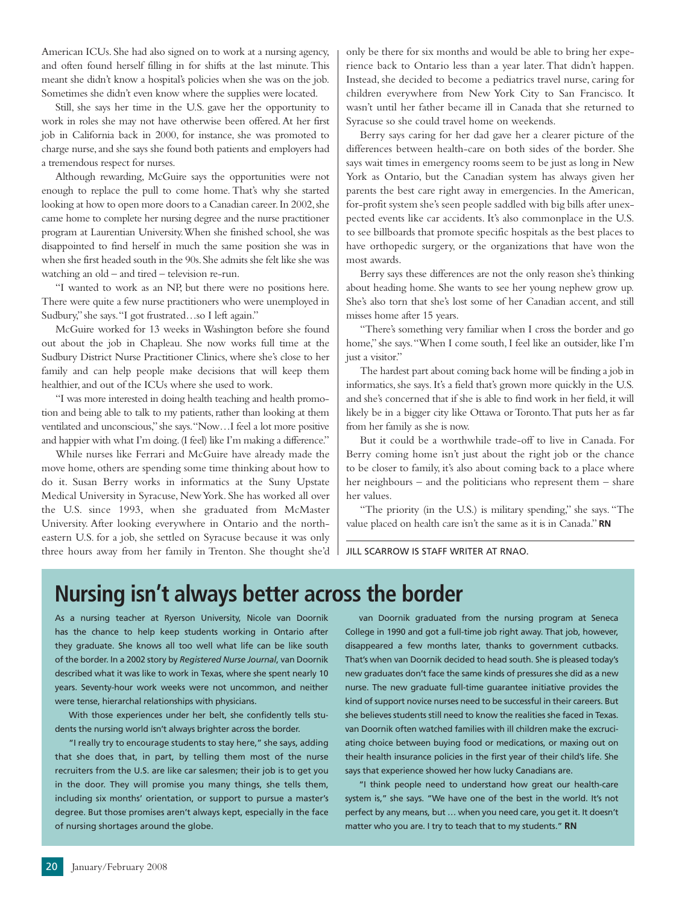American ICUs. She had also signed on to work at a nursing agency, and often found herself filling in for shifts at the last minute. This meant she didn't know a hospital's policies when she was on the job. Sometimes she didn't even know where the supplies were located.

Still, she says her time in the U.S. gave her the opportunity to work in roles she may not have otherwise been offered. At her first job in California back in 2000, for instance, she was promoted to charge nurse, and she says she found both patients and employers had a tremendous respect for nurses.

Although rewarding, McGuire says the opportunities were not enough to replace the pull to come home. That's why she started looking at how to open more doors to a Canadian career. In 2002, she came home to complete her nursing degree and the nurse practitioner program at Laurentian University. When she finished school, she was disappointed to find herself in much the same position she was in when she first headed south in the 90s. She admits she felt like she was watching an old – and tired – television re-run.

"I wanted to work as an NP, but there were no positions here. There were quite a few nurse practitioners who were unemployed in Sudbury," she says. "I got frustrated…so I left again."

McGuire worked for 13 weeks in Washington before she found out about the job in Chapleau. She now works full time at the Sudbury District Nurse Practitioner Clinics, where she's close to her family and can help people make decisions that will keep them healthier, and out of the ICUs where she used to work.

"I was more interested in doing health teaching and health promotion and being able to talk to my patients, rather than looking at them ventilated and unconscious," she says. "Now…I feel a lot more positive and happier with what I'm doing. (I feel) like I'm making a difference."

While nurses like Ferrari and McGuire have already made the move home, others are spending some time thinking about how to do it. Susan Berry works in informatics at the Suny Upstate Medical University in Syracuse, New York. She has worked all over the U.S. since 1993, when she graduated from McMaster University. After looking everywhere in Ontario and the northeastern U.S. for a job, she settled on Syracuse because it was only three hours away from her family in Trenton. She thought she'd only be there for six months and would be able to bring her experience back to Ontario less than a year later. That didn't happen. Instead, she decided to become a pediatrics travel nurse, caring for children everywhere from New York City to San Francisco. It wasn't until her father became ill in Canada that she returned to Syracuse so she could travel home on weekends.

Berry says caring for her dad gave her a clearer picture of the differences between health-care on both sides of the border. She says wait times in emergency rooms seem to be just as long in New York as Ontario, but the Canadian system has always given her parents the best care right away in emergencies. In the American, for-profit system she's seen people saddled with big bills after unexpected events like car accidents. It's also commonplace in the U.S. to see billboards that promote specific hospitals as the best places to have orthopedic surgery, or the organizations that have won the most awards.

Berry says these differences are not the only reason she's thinking about heading home. She wants to see her young nephew grow up. She's also torn that she's lost some of her Canadian accent, and still misses home after 15 years.

"There's something very familiar when I cross the border and go home," she says. "When I come south, I feel like an outsider, like I'm just a visitor."

The hardest part about coming back home will be finding a job in informatics, she says. It's a field that's grown more quickly in the U.S. and she's concerned that if she is able to find work in her field, it will likely be in a bigger city like Ottawa or Toronto. That puts her as far from her family as she is now.

But it could be a worthwhile trade-off to live in Canada. For Berry coming home isn't just about the right job or the chance to be closer to family, it's also about coming back to a place where her neighbours – and the politicians who represent them – share her values.

"The priority (in the U.S.) is military spending," she says. "The value placed on health care isn't the same as it is in Canada." **RN**

JILL SCARROW IS STAFF WRITER AT RNAO.

## Nursing isn't always better across the border

As a nursing teacher at Ryerson University, Nicole van Doornik has the chance to help keep students working in Ontario after they graduate. She knows all too well what life can be like south of the border. In a 2002 story by *Registered Nurse Journal*, van Doornik described what it was like to work in Texas, where she spent nearly 10 years. Seventy-hour work weeks were not uncommon, and neither were tense, hierarchal relationships with physicians.

With those experiences under her belt, she confidently tells students the nursing world isn't always brighter across the border.

"I really try to encourage students to stay here," she says, adding that she does that, in part, by telling them most of the nurse recruiters from the U.S. are like car salesmen; their job is to get you in the door. They will promise you many things, she tells them, including six months' orientation, or support to pursue a master's degree. But those promises aren't always kept, especially in the face of nursing shortages around the globe.

van Doornik graduated from the nursing program at Seneca College in 1990 and got a full-time job right away. That job, however, disappeared a few months later, thanks to government cutbacks. That's when van Doornik decided to head south. She is pleased today's new graduates don't face the same kinds of pressures she did as a new nurse. The new graduate full-time guarantee initiative provides the kind of support novice nurses need to be successful in their careers. But she believes students still need to know the realities she faced in Texas. van Doornik often watched families with ill children make the excruciating choice between buying food or medications, or maxing out on their health insurance policies in the first year of their child's life. She says that experience showed her how lucky Canadians are.

"I think people need to understand how great our health-care system is," she says. "We have one of the best in the world. It's not perfect by any means, but … when you need care, you get it. It doesn't matter who you are. I try to teach that to my students." **RN**